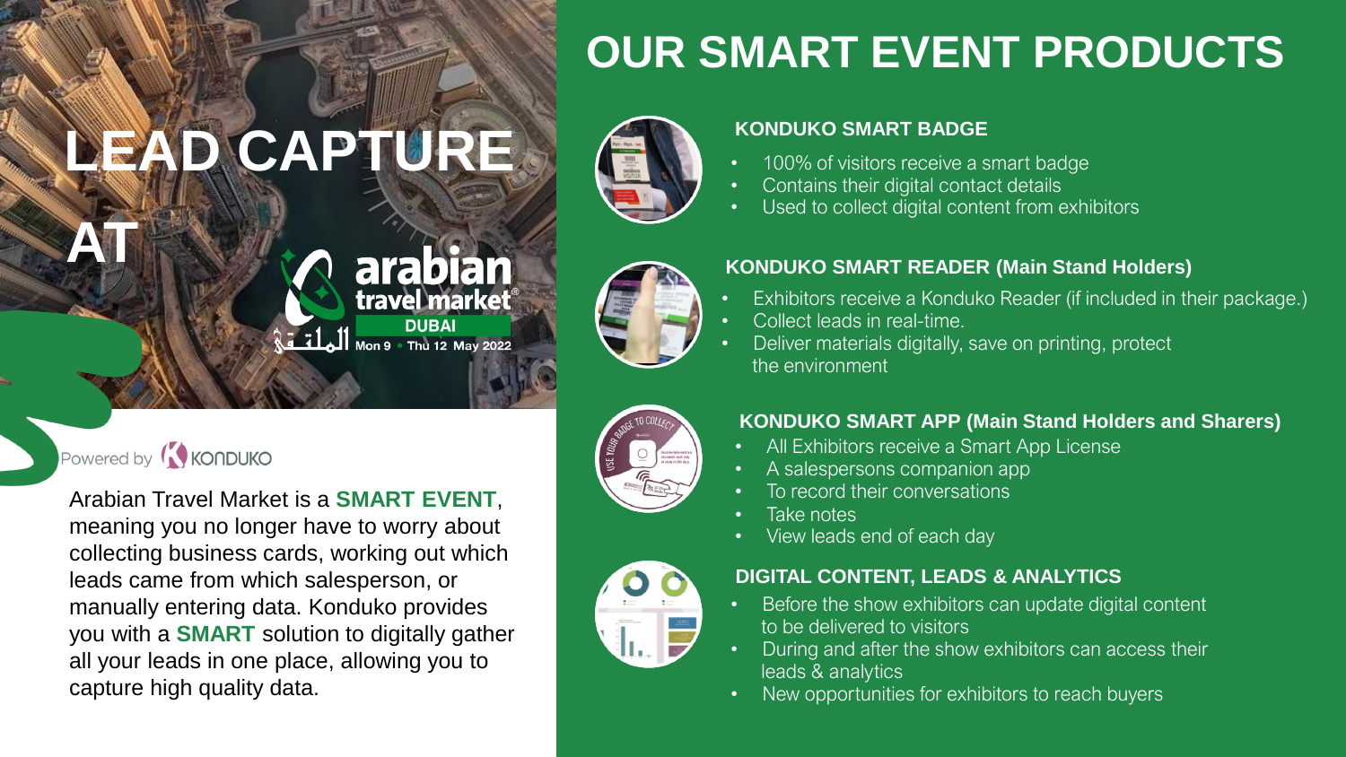# LEAD CAPTURE AT

arabian travel market
DUBAI
الملتقى Mon 9 • Thu 12 May 2022

Powered by KONDUKO

Arabian Travel Market is a **SMART EVENT**, meaning you no longer have to worry about collecting business cards, working out which leads came from which salesperson, or manually entering data. Konduko provides you with a **SMART** solution to digitally gather all your leads in one place, allowing you to capture high quality data.

# OUR SMART EVENT PRODUCTS

### KONDUKO SMART BADGE

- 100% of visitors receive a smart badge
- Contains their digital contact details
- Used to collect digital content from exhibitors

### KONDUKO SMART READER (Main Stand Holders)

- Exhibitors receive a Konduko Reader (if included in their package.)
- Collect leads in real-time.
- Deliver materials digitally, save on printing, protect the environment

### KONDUKO SMART APP (Main Stand Holders and Sharers)

- All Exhibitors receive a Smart App License
- A salespersons companion app
- To record their conversations
- Take notes
- View leads end of each day

### DIGITAL CONTENT, LEADS & ANALYTICS

- Before the show exhibitors can update digital content to be delivered to visitors
- During and after the show exhibitors can access their leads & analytics
- New opportunities for exhibitors to reach buyers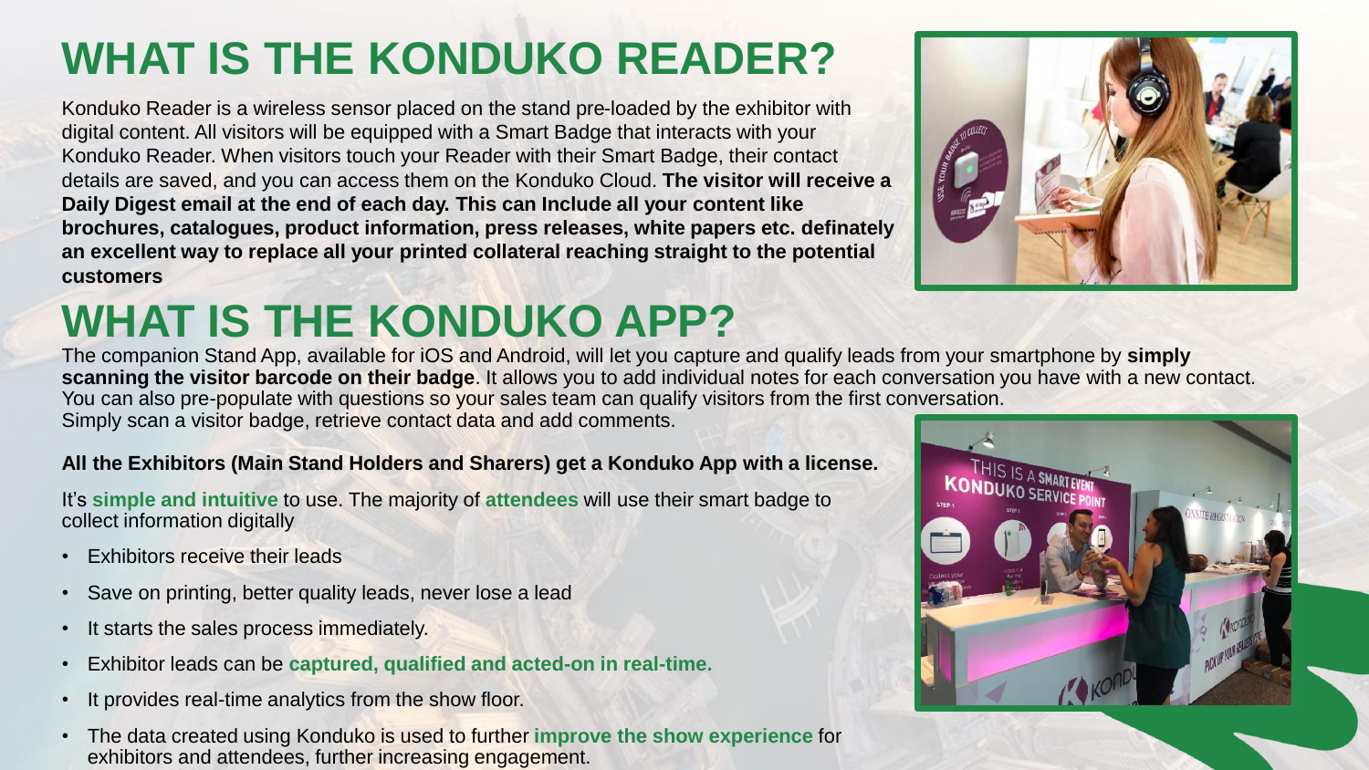# WHAT IS THE KONDUKO READER?

Konduko Reader is a wireless sensor placed on the stand pre-loaded by the exhibitor with digital content. All visitors will be equipped with a Smart Badge that interacts with your Konduko Reader. When visitors touch your Reader with their Smart Badge, their contact details are saved, and you can access them on the Konduko Cloud. **The visitor will receive a Daily Digest email at the end of each day. This can Include all your content like brochures, catalogues, product information, press releases, white papers etc. definately an excellent way to replace all your printed collateral reaching straight to the potential customers**

# WHAT IS THE KONDUKO APP?

The companion Stand App, available for iOS and Android, will let you capture and qualify leads from your smartphone by **simply scanning the visitor barcode on their badge**. It allows you to add individual notes for each conversation you have with a new contact. You can also pre-populate with questions so your sales team can qualify visitors from the first conversation.
Simply scan a visitor badge, retrieve contact data and add comments.

**All the Exhibitors (Main Stand Holders and Sharers) get a Konduko App with a license.**

It's **simple and intuitive** to use. The majority of **attendees** will use their smart badge to collect information digitally

- Exhibitors receive their leads
- Save on printing, better quality leads, never lose a lead
- It starts the sales process immediately.
- Exhibitor leads can be **captured, qualified and acted-on in real-time.**
- It provides real-time analytics from the show floor.
- The data created using Konduko is used to further **improve the show experience** for exhibitors and attendees, further increasing engagement.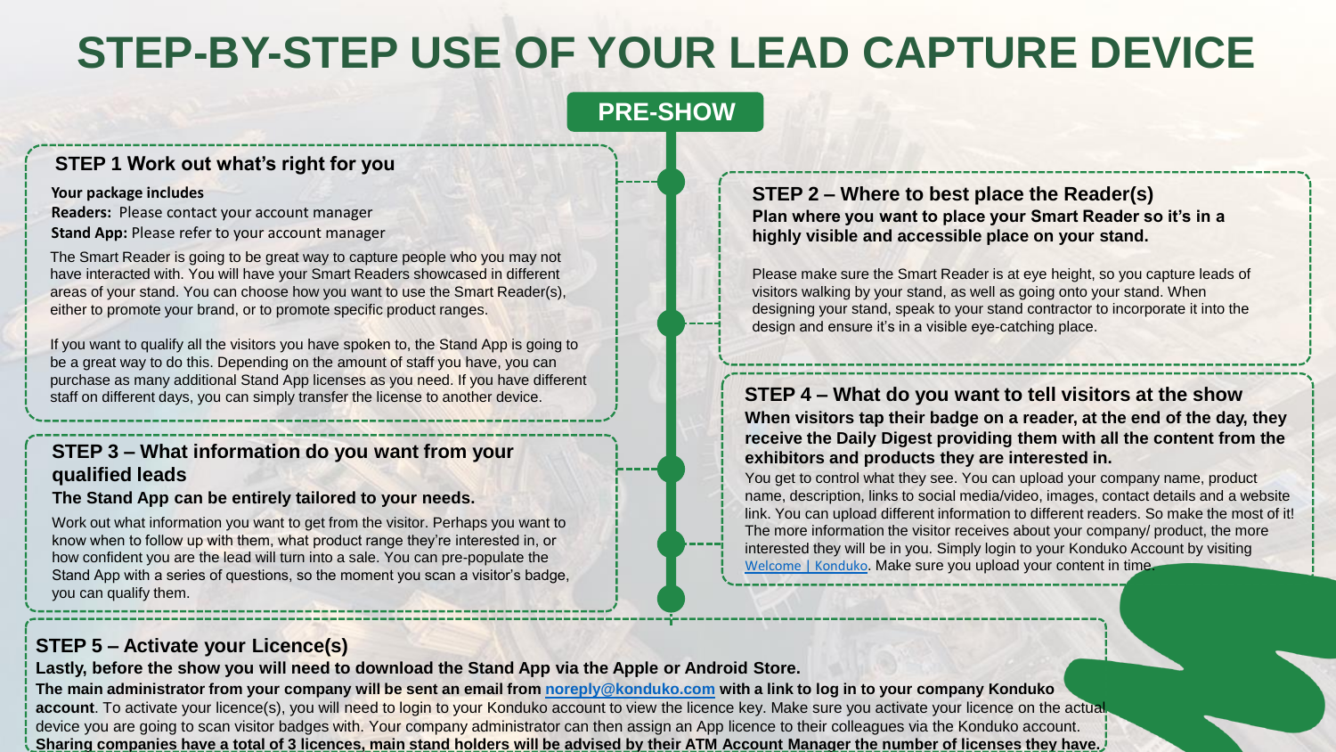# STEP-BY-STEP USE OF YOUR LEAD CAPTURE DEVICE

## PRE-SHOW

### STEP 1 Work out what's right for you

**Your package includes**

**Readers:** Please contact your account manager

**Stand App:** Please refer to your account manager

The Smart Reader is going to be great way to capture people who you may not have interacted with. You will have your Smart Readers showcased in different areas of your stand. You can choose how you want to use the Smart Reader(s), either to promote your brand, or to promote specific product ranges.

If you want to qualify all the visitors you have spoken to, the Stand App is going to be a great way to do this. Depending on the amount of staff you have, you can purchase as many additional Stand App licenses as you need. If you have different staff on different days, you can simply transfer the license to another device.

### STEP 2 – Where to best place the Reader(s)

**Plan where you want to place your Smart Reader so it's in a highly visible and accessible place on your stand.**

Please make sure the Smart Reader is at eye height, so you capture leads of visitors walking by your stand, as well as going onto your stand. When designing your stand, speak to your stand contractor to incorporate it into the design and ensure it's in a visible eye-catching place.

### STEP 3 – What information do you want from your qualified leads

**The Stand App can be entirely tailored to your needs.**

Work out what information you want to get from the visitor. Perhaps you want to know when to follow up with them, what product range they're interested in, or how confident you are the lead will turn into a sale. You can pre-populate the Stand App with a series of questions, so the moment you scan a visitor's badge, you can qualify them.

### STEP 4 – What do you want to tell visitors at the show

**When visitors tap their badge on a reader, at the end of the day, they receive the Daily Digest providing them with all the content from the exhibitors and products they are interested in.**

You get to control what they see. You can upload your company name, product name, description, links to social media/video, images, contact details and a website link. You can upload different information to different readers. So make the most of it! The more information the visitor receives about your company/ product, the more interested they will be in you. Simply login to your Konduko Account by visiting [Welcome | Konduko](). Make sure you upload your content in time.

### STEP 5 – Activate your Licence(s)

**Lastly, before the show you will need to download the Stand App via the Apple or Android Store.**

**The main administrator from your company will be sent an email from noreply@konduko.com with a link to log in to your company Konduko account**. To activate your licence(s), you will need to login to your Konduko account to view the licence key. Make sure you activate your licence on the actual device you are going to scan visitor badges with. Your company administrator can then assign an App licence to their colleagues via the Konduko account.

**Sharing companies have a total of 3 licences, main stand holders will be advised by their ATM Account Manager the number of licenses they have.**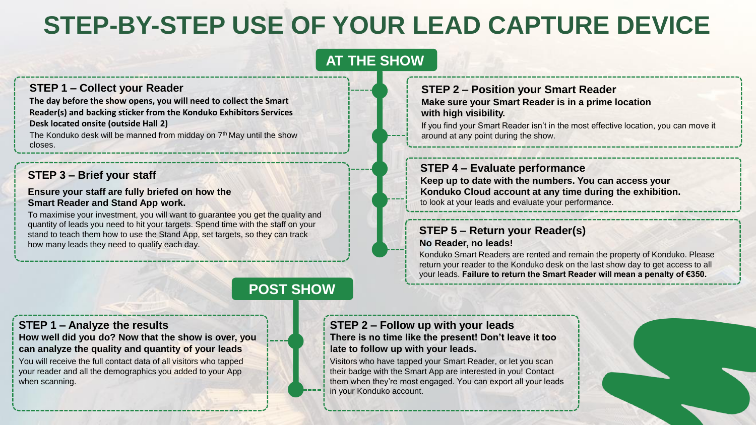# STEP-BY-STEP USE OF YOUR LEAD CAPTURE DEVICE

## AT THE SHOW

### STEP 1 – Collect your Reader

**The day before the show opens, you will need to collect the Smart Reader(s) and backing sticker from the Konduko Exhibitors Services Desk located onsite (outside Hall 2)**

The Konduko desk will be manned from midday on 7th May until the show closes.

### STEP 2 – Position your Smart Reader

**Make sure your Smart Reader is in a prime location with high visibility.**

If you find your Smart Reader isn't in the most effective location, you can move it around at any point during the show.

### STEP 3 – Brief your staff

**Ensure your staff are fully briefed on how the Smart Reader and Stand App work.**

To maximise your investment, you will want to guarantee you get the quality and quantity of leads you need to hit your targets. Spend time with the staff on your stand to teach them how to use the Stand App, set targets, so they can track how many leads they need to qualify each day.

### STEP 4 – Evaluate performance

**Keep up to date with the numbers. You can access your Konduko Cloud account at any time during the exhibition.** to look at your leads and evaluate your performance.

### STEP 5 – Return your Reader(s)

**No Reader, no leads!**

Konduko Smart Readers are rented and remain the property of Konduko. Please return your reader to the Konduko desk on the last show day to get access to all your leads. **Failure to return the Smart Reader will mean a penalty of €350.**

## POST SHOW

### STEP 1 – Analyze the results

**How well did you do? Now that the show is over, you can analyze the quality and quantity of your leads**

You will receive the full contact data of all visitors who tapped your reader and all the demographics you added to your App when scanning.

### STEP 2 – Follow up with your leads

**There is no time like the present! Don't leave it too late to follow up with your leads.**

Visitors who have tapped your Smart Reader, or let you scan their badge with the Smart App are interested in you! Contact them when they're most engaged. You can export all your leads in your Konduko account.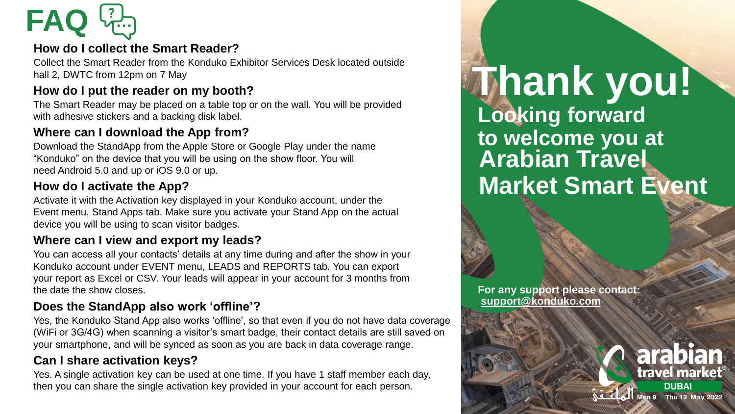# FAQ

### How do I collect the Smart Reader?

Collect the Smart Reader from the Konduko Exhibitor Services Desk located outside hall 2, DWTC from 12pm on 7 May

### How do I put the reader on my booth?

The Smart Reader may be placed on a table top or on the wall. You will be provided with adhesive stickers and a backing disk label.

### Where can I download the App from?

Download the StandApp from the Apple Store or Google Play under the name "Konduko" on the device that you will be using on the show floor. You will need Android 5.0 and up or iOS 9.0 or up.

### How do I activate the App?

Activate it with the Activation key displayed in your Konduko account, under the Event menu, Stand Apps tab. Make sure you activate your Stand App on the actual device you will be using to scan visitor badges.

### Where can I view and export my leads?

You can access all your contacts' details at any time during and after the show in your Konduko account under EVENT menu, LEADS and REPORTS tab. You can export your report as Excel or CSV. Your leads will appear in your account for 3 months from the date the show closes.

### Does the StandApp also work 'offline'?

Yes, the Konduko Stand App also works 'offline', so that even if you do not have data coverage (WiFi or 3G/4G) when scanning a visitor's smart badge, their contact details are still saved on your smartphone, and will be synced as soon as you are back in data coverage range.

### Can I share activation keys?

Yes. A single activation key can be used at one time. If you have 1 staff member each day, then you can share the single activation key provided in your account for each person.

# Thank you!

## Looking forward to welcome you at Arabian Travel Market Smart Event

**For any support please contact:**
**support@konduko.com**

arabian travel market
DUBAI
الملتقى
Mon 9 – Thu 12 May 2022